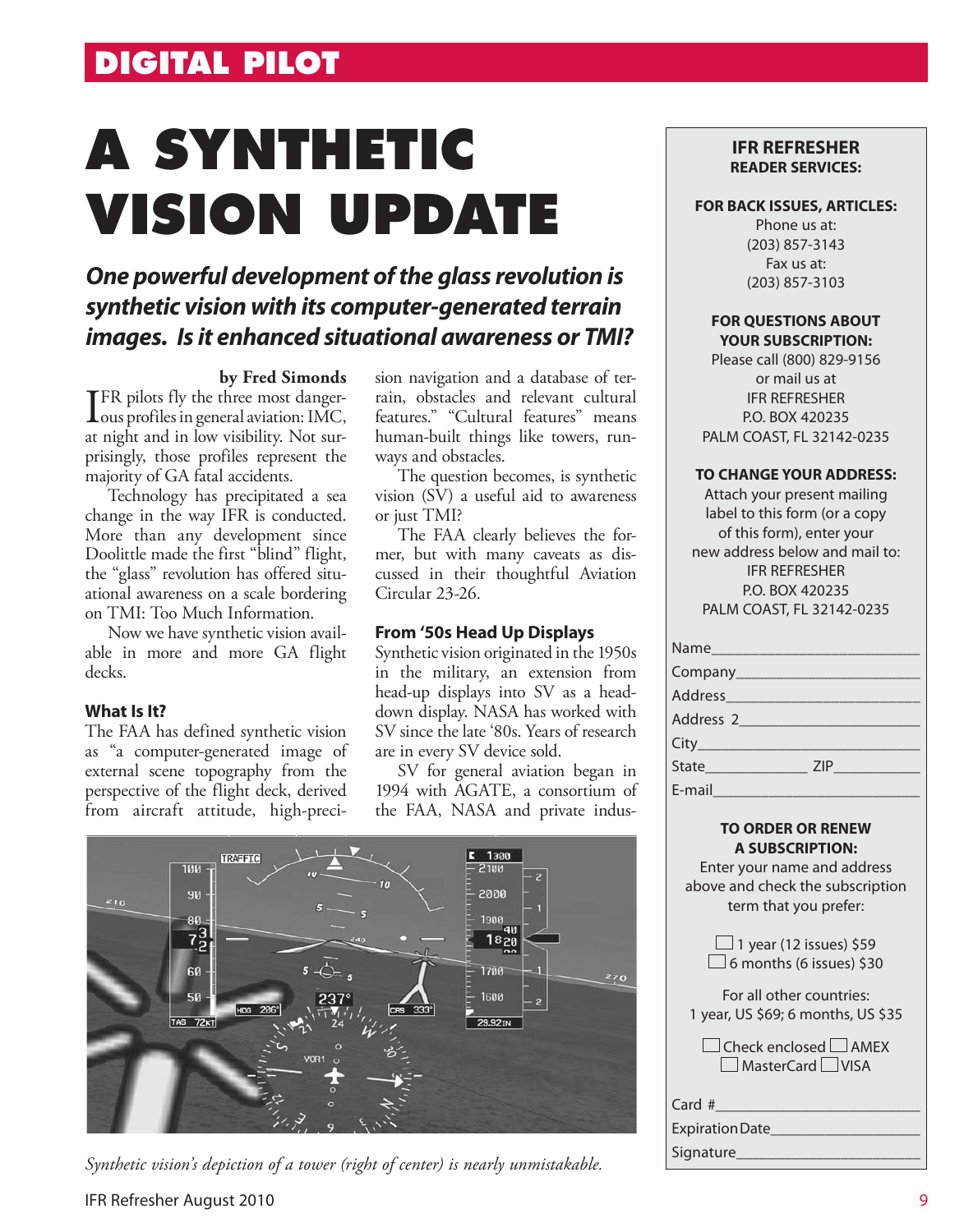DIGITAL PILOT

# A SYNTHETIC VISION UPDATE

***One powerful development of the glass revolution is synthetic vision with its computer-generated terrain images. Is it enhanced situational awareness or TMI?***

**by Fred Simonds**

IFR pilots fly the three most dangerous profiles in general aviation: IMC, at night and in low visibility. Not surprisingly, those profiles represent the majority of GA fatal accidents.

Technology has precipitated a sea change in the way IFR is conducted. More than any development since Doolittle made the first "blind" flight, the "glass" revolution has offered situational awareness on a scale bordering on TMI: Too Much Information.

Now we have synthetic vision available in more and more GA flight decks.

### What Is It?

The FAA has defined synthetic vision as "a computer-generated image of external scene topography from the perspective of the flight deck, derived from aircraft attitude, high-precision navigation and a database of terrain, obstacles and relevant cultural features." "Cultural features" means human-built things like towers, runways and obstacles.

The question becomes, is synthetic vision (SV) a useful aid to awareness or just TMI?

The FAA clearly believes the former, but with many caveats as discussed in their thoughtful Aviation Circular 23-26.

### From '50s Head Up Displays

Synthetic vision originated in the 1950s in the military, an extension from head-up displays into SV as a head-down display. NASA has worked with SV since the late '80s. Years of research are in every SV device sold.

SV for general aviation began in 1994 with AGATE, a consortium of the FAA, NASA and private indus-

*Synthetic vision's depiction of a tower (right of center) is nearly unmistakable.*

---

**IFR REFRESHER**
**READER SERVICES:**

**FOR BACK ISSUES, ARTICLES:**
Phone us at:
(203) 857-3143
Fax us at:
(203) 857-3103

**FOR QUESTIONS ABOUT YOUR SUBSCRIPTION:**
Please call (800) 829-9156
or mail us at
IFR REFRESHER
P.O. BOX 420235
PALM COAST, FL 32142-0235

**TO CHANGE YOUR ADDRESS:**
Attach your present mailing label to this form (or a copy of this form), enter your new address below and mail to:
IFR REFRESHER
P.O. BOX 420235
PALM COAST, FL 32142-0235

Name\_\_\_\_\_\_\_\_\_\_\_\_\_\_\_\_\_\_\_\_
Company\_\_\_\_\_\_\_\_\_\_\_\_\_\_\_\_\_\_
Address\_\_\_\_\_\_\_\_\_\_\_\_\_\_\_\_\_\_\_
Address 2\_\_\_\_\_\_\_\_\_\_\_\_\_\_\_\_\_
City\_\_\_\_\_\_\_\_\_\_\_\_\_\_\_\_\_\_\_\_\_\_
State\_\_\_\_\_\_\_\_\_\_ ZIP\_\_\_\_\_\_\_\_
E-mail\_\_\_\_\_\_\_\_\_\_\_\_\_\_\_\_\_\_\_\_

**TO ORDER OR RENEW A SUBSCRIPTION:**
Enter your name and address above and check the subscription term that you prefer:

☐ 1 year (12 issues) $59
☐ 6 months (6 issues) $30

For all other countries:
1 year, US $69; 6 months, US $35

☐ Check enclosed ☐ AMEX
☐ MasterCard ☐ VISA

Card #\_\_\_\_\_\_\_\_\_\_\_\_\_\_\_\_\_\_\_\_
Expiration Date\_\_\_\_\_\_\_\_\_\_\_\_\_\_
Signature\_\_\_\_\_\_\_\_\_\_\_\_\_\_\_\_\_\_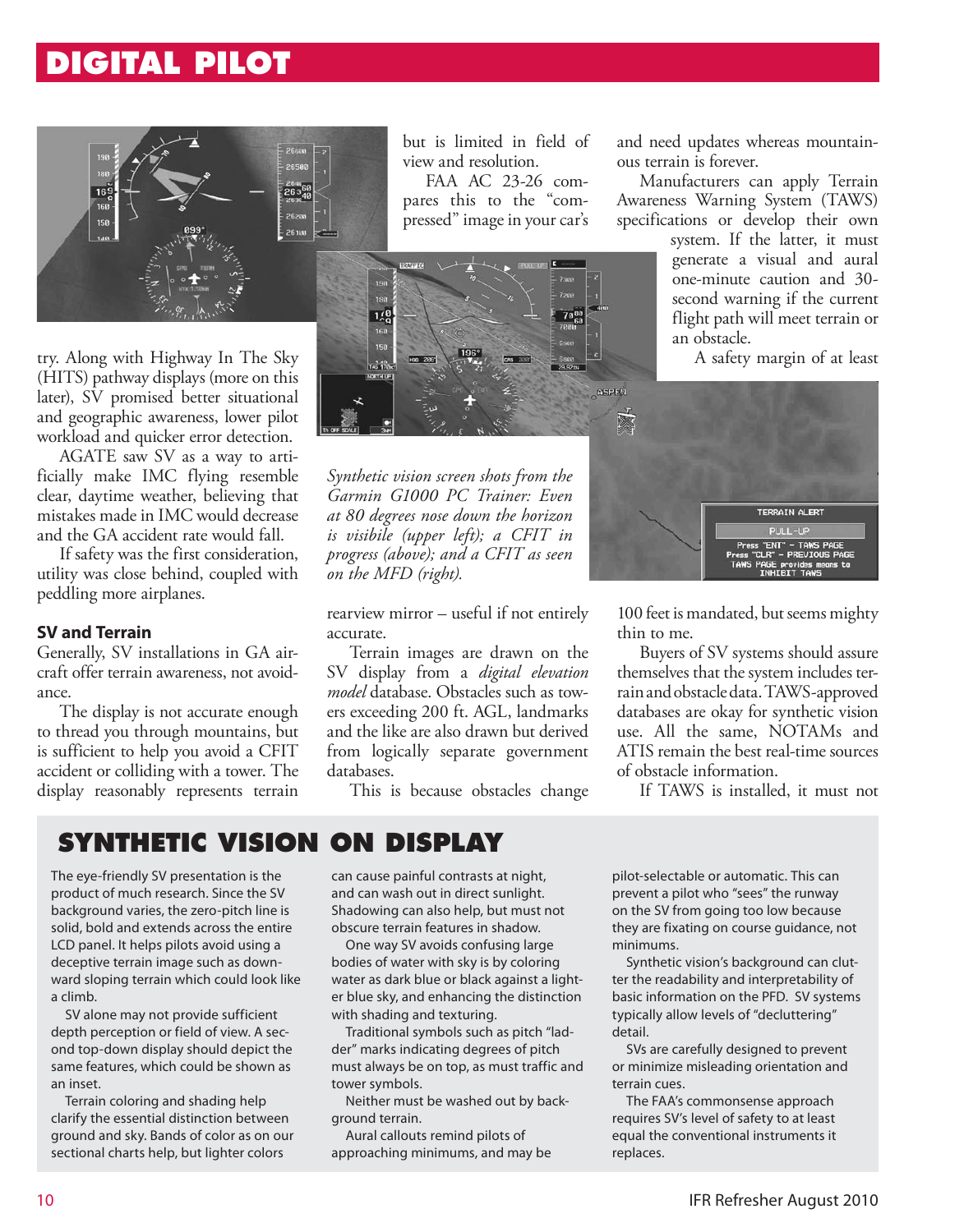try. Along with Highway In The Sky (HITS) pathway displays (more on this later), SV promised better situational and geographic awareness, lower pilot workload and quicker error detection.

AGATE saw SV as a way to artificially make IMC flying resemble clear, daytime weather, believing that mistakes made in IMC would decrease and the GA accident rate would fall.

If safety was the first consideration, utility was close behind, coupled with peddling more airplanes.

### SV and Terrain

Generally, SV installations in GA aircraft offer terrain awareness, not avoidance.

The display is not accurate enough to thread you through mountains, but is sufficient to help you avoid a CFIT accident or colliding with a tower. The display reasonably represents terrain but is limited in field of view and resolution.

FAA AC 23-26 compares this to the "compressed" image in your car's rearview mirror – useful if not entirely accurate.

Terrain images are drawn on the SV display from a *digital elevation model* database. Obstacles such as towers exceeding 200 ft. AGL, landmarks and the like are also drawn but derived from logically separate government databases.

This is because obstacles change and need updates whereas mountainous terrain is forever.

Manufacturers can apply Terrain Awareness Warning System (TAWS) specifications or develop their own system. If the latter, it must generate a visual and aural one-minute caution and 30-second warning if the current flight path will meet terrain or an obstacle.

A safety margin of at least 100 feet is mandated, but seems mighty thin to me.

Buyers of SV systems should assure themselves that the system includes terrain and obstacle data. TAWS-approved databases are okay for synthetic vision use. All the same, NOTAMs and ATIS remain the best real-time sources of obstacle information.

If TAWS is installed, it must not

*Synthetic vision screen shots from the Garmin G1000 PC Trainer: Even at 80 degrees nose down the horizon is visibile (upper left); a CFIT in progress (above); and a CFIT as seen on the MFD (right).*

## SYNTHETIC VISION ON DISPLAY

The eye-friendly SV presentation is the product of much research. Since the SV background varies, the zero-pitch line is solid, bold and extends across the entire LCD panel. It helps pilots avoid using a deceptive terrain image such as downward sloping terrain which could look like a climb.

SV alone may not provide sufficient depth perception or field of view. A second top-down display should depict the same features, which could be shown as an inset.

Terrain coloring and shading help clarify the essential distinction between ground and sky. Bands of color as on our sectional charts help, but lighter colors can cause painful contrasts at night, and can wash out in direct sunlight. Shadowing can also help, but must not obscure terrain features in shadow.

One way SV avoids confusing large bodies of water with sky is by coloring water as dark blue or black against a lighter blue sky, and enhancing the distinction with shading and texturing.

Traditional symbols such as pitch "ladder" marks indicating degrees of pitch must always be on top, as must traffic and tower symbols.

Neither must be washed out by background terrain.

Aural callouts remind pilots of approaching minimums, and may be pilot-selectable or automatic. This can prevent a pilot who "sees" the runway on the SV from going too low because they are fixating on course guidance, not minimums.

Synthetic vision's background can clutter the readability and interpretability of basic information on the PFD. SV systems typically allow levels of "decluttering" detail.

SVs are carefully designed to prevent or minimize misleading orientation and terrain cues.

The FAA's commonsense approach requires SV's level of safety to at least equal the conventional instruments it replaces.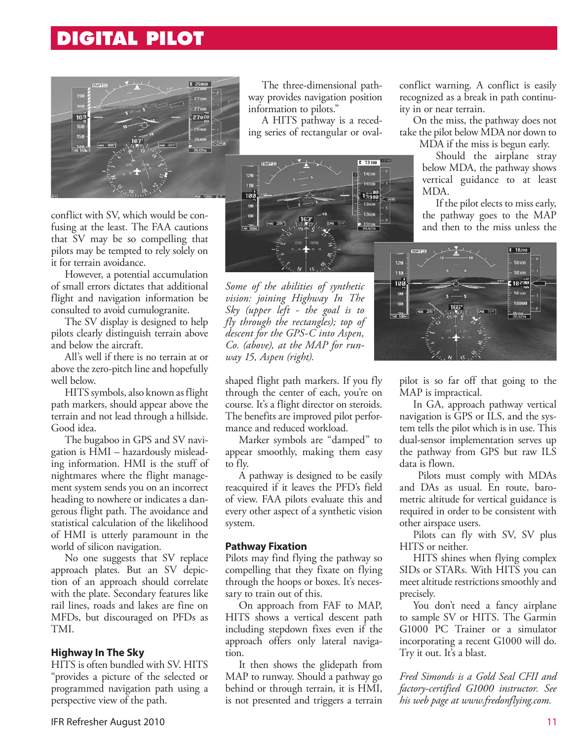conflict with SV, which would be confusing at the least. The FAA cautions that SV may be so compelling that pilots may be tempted to rely solely on it for terrain avoidance.

However, a potential accumulation of small errors dictates that additional flight and navigation information be consulted to avoid cumulogranite.

The SV display is designed to help pilots clearly distinguish terrain above and below the aircraft.

All's well if there is no terrain at or above the zero-pitch line and hopefully well below.

HITS symbols, also known as flight path markers, should appear above the terrain and not lead through a hillside. Good idea.

The bugaboo in GPS and SV navigation is HMI – hazardously misleading information. HMI is the stuff of nightmares where the flight management system sends you on an incorrect heading to nowhere or indicates a dangerous flight path. The avoidance and statistical calculation of the likelihood of HMI is utterly paramount in the world of silicon navigation.

No one suggests that SV replace approach plates. But an SV depiction of an approach should correlate with the plate. Secondary features like rail lines, roads and lakes are fine on MFDs, but discouraged on PFDs as TMI.

### Highway In The Sky

HITS is often bundled with SV. HITS "provides a picture of the selected or programmed navigation path using a perspective view of the path. The three-dimensional pathway provides navigation position information to pilots."

A HITS pathway is a receding series of rectangular or oval-shaped flight path markers. If you fly through the center of each, you're on course. It's a flight director on steroids. The benefits are improved pilot performance and reduced workload.

Marker symbols are "damped" to appear smoothly, making them easy to fly.

A pathway is designed to be easily reacquired if it leaves the PFD's field of view. FAA pilots evaluate this and every other aspect of a synthetic vision system.

*Some of the abilities of synthetic vision: joining Highway In The Sky (upper left - the goal is to fly through the rectangles); top of descent for the GPS-C into Aspen, Co. (above), at the MAP for runway 15, Aspen (right).*

### Pathway Fixation

Pilots may find flying the pathway so compelling that they fixate on flying through the hoops or boxes. It's necessary to train out of this.

On approach from FAF to MAP, HITS shows a vertical descent path including stepdown fixes even if the approach offers only lateral navigation.

It then shows the glidepath from MAP to runway. Should a pathway go behind or through terrain, it is HMI, is not presented and triggers a terrain conflict warning. A conflict is easily recognized as a break in path continuity in or near terrain.

On the miss, the pathway does not take the pilot below MDA nor down to MDA if the miss is begun early.

Should the airplane stray below MDA, the pathway shows vertical guidance to at least MDA.

If the pilot elects to miss early, the pathway goes to the MAP and then to the miss unless the pilot is so far off that going to the MAP is impractical.

In GA, approach pathway vertical navigation is GPS or ILS, and the system tells the pilot which is in use. This dual-sensor implementation serves up the pathway from GPS but raw ILS data is flown.

Pilots must comply with MDAs and DAs as usual. En route, barometric altitude for vertical guidance is required in order to be consistent with other airspace users.

Pilots can fly with SV, SV plus HITS or neither.

HITS shines when flying complex SIDs or STARs. With HITS you can meet altitude restrictions smoothly and precisely.

You don't need a fancy airplane to sample SV or HITS. The Garmin G1000 PC Trainer or a simulator incorporating a recent G1000 will do. Try it out. It's a blast.

*Fred Simonds is a Gold Seal CFII and factory-certified G1000 instructor. See his web page at www.fredonflying.com.*